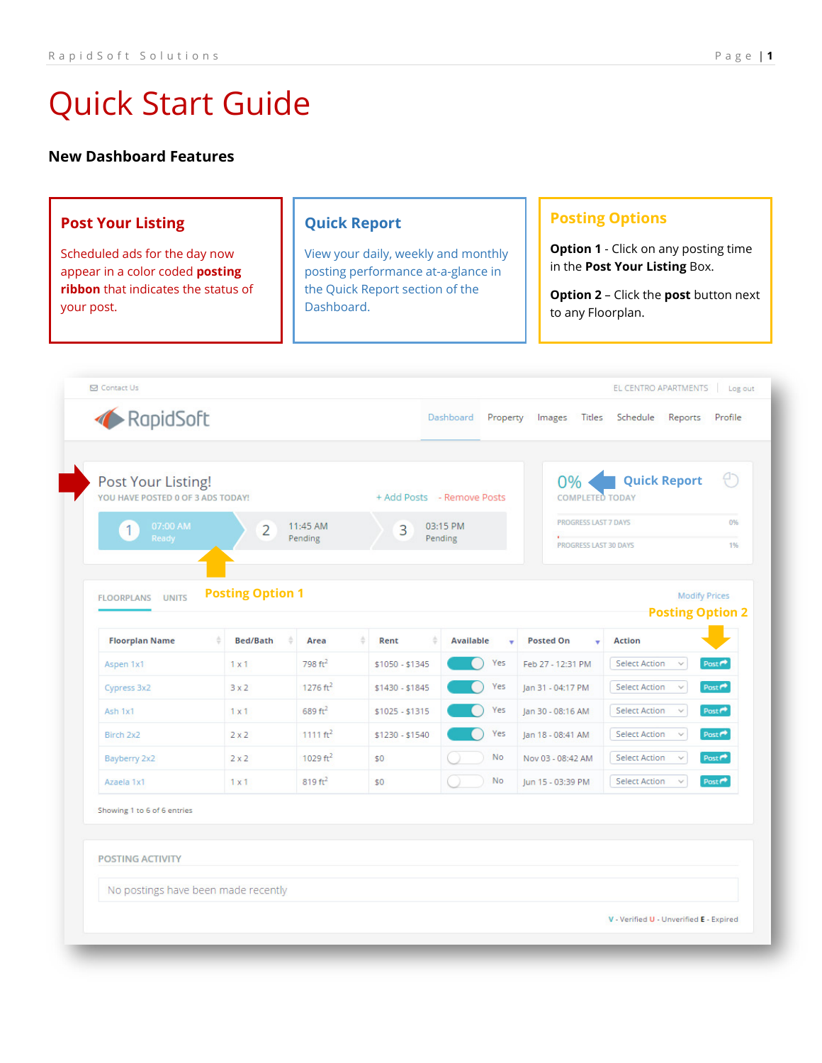# Quick Start Guide

## New Dashboard Features

### Post Your Listing

Scheduled ads for the day now appear in a color coded **posting ribbon** that indicates the status of your post.

### Quick Report

View your daily, weekly and monthly posting performance at-a-glance in the Quick Report section of the Dashboard.

### Posting Options

**Option 1** - Click on any posting time in the **Post Your Listing** Box.

**Option 2** – Click the **post** button next to any Floorplan.

Contact Us

EL CENTRO APARTMENTS | Log out

RapidSoft

Dashboard | Property | Images | Titles | Schedule | Reports | Profile

Post Your Listing!

YOU HAVE POSTED 0 OF 3 ADS TODAY!

+ Add Posts - Remove Posts

1 07:00 AM Ready | 2 11:45 AM Pending | 3 03:15 PM Pending

0% Quick Report

COMPLETED TODAY

PROGRESS LAST 7 DAYS 0%

PROGRESS LAST 30 DAYS 1%

Posting Option 1

FLOORPLANS UNITS

Modify Prices

Posting Option 2

| Floorplan Name | Bed/Bath | Area | Rent | Available | Posted On | Action | |
|---|---|---|---|---|---|---|---|
| Aspen 1x1 | 1 x 1 | 798 ft² | $1050 - $1345 | Yes | Feb 27 - 12:31 PM | Select Action | Post |
| Cypress 3x2 | 3 x 2 | 1276 ft² | $1430 - $1845 | Yes | Jan 31 - 04:17 PM | Select Action | Post |
| Ash 1x1 | 1 x 1 | 689 ft² | $1025 - $1315 | Yes | Jan 30 - 08:16 AM | Select Action | Post |
| Birch 2x2 | 2 x 2 | 1111 ft² | $1230 - $1540 | Yes | Jan 18 - 08:41 AM | Select Action | Post |
| Bayberry 2x2 | 2 x 2 | 1029 ft² | $0 | No | Nov 03 - 08:42 AM | Select Action | Post |
| Azaela 1x1 | 1 x 1 | 819 ft² | $0 | No | Jun 15 - 03:39 PM | Select Action | Post |

Showing 1 to 6 of 6 entries

POSTING ACTIVITY

No postings have been made recently

V - Verified U - Unverified E - Expired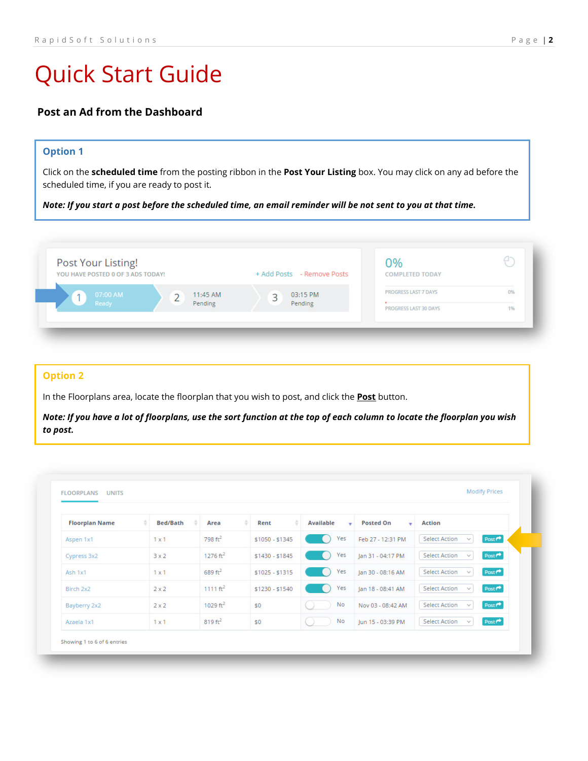# Quick Start Guide

## Post an Ad from the Dashboard

### Option 1

Click on the **scheduled time** from the posting ribbon in the **Post Your Listing** box. You may click on any ad before the scheduled time, if you are ready to post it.

***Note: If you start a post before the scheduled time, an email reminder will be not sent to you at that time.***

### Option 2

In the Floorplans area, locate the floorplan that you wish to post, and click the **Post** button.

***Note: If you have a lot of floorplans, use the sort function at the top of each column to locate the floorplan you wish to post.***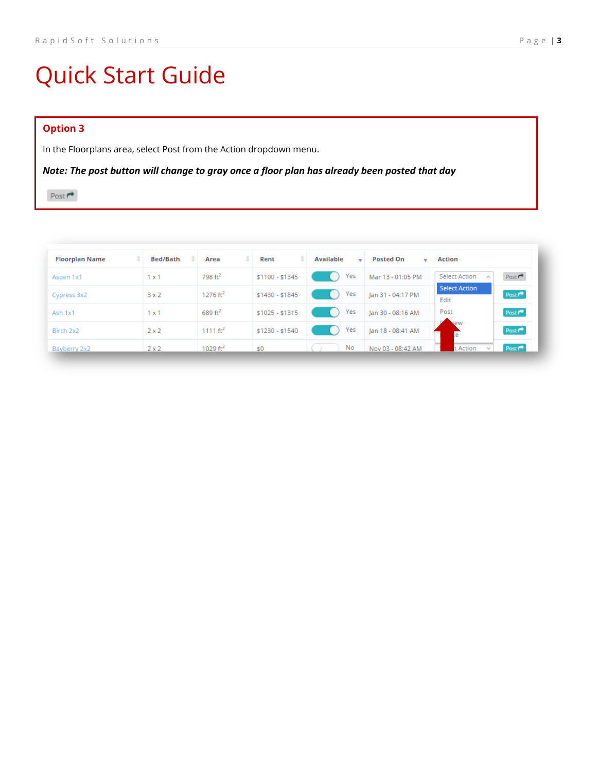# Quick Start Guide

**Option 3**

In the Floorplans area, select Post from the Action dropdown menu.

***Note: The post button will change to gray once a floor plan has already been posted that day***

Post

| Floorplan Name | Bed/Bath | Area | Rent | Available | Posted On | Action |
|---|---|---|---|---|---|---|
| Aspen 1x1 | 1 x 1 | 798 ft$^2$ | $1100 - $1345 | Yes | Mar 13 - 01:05 PM | Select Action / Post |
| Cypress 3x2 | 3 x 2 | 1276 ft$^2$ | $1430 - $1845 | Yes | Jan 31 - 04:17 PM | Post |
| Ash 1x1 | 1 x 1 | 689 ft$^2$ | $1025 - $1315 | Yes | Jan 30 - 08:16 AM | Post |
| Birch 2x2 | 2 x 2 | 1111 ft$^2$ | $1230 - $1540 | Yes | Jan 18 - 08:41 AM | Post |
| Bayberry 2x2 | 2 x 2 | 1029 ft$^2$ | $0 | No | Nov 03 - 08:42 AM | Select Action / Post |

Select Action
Edit
Post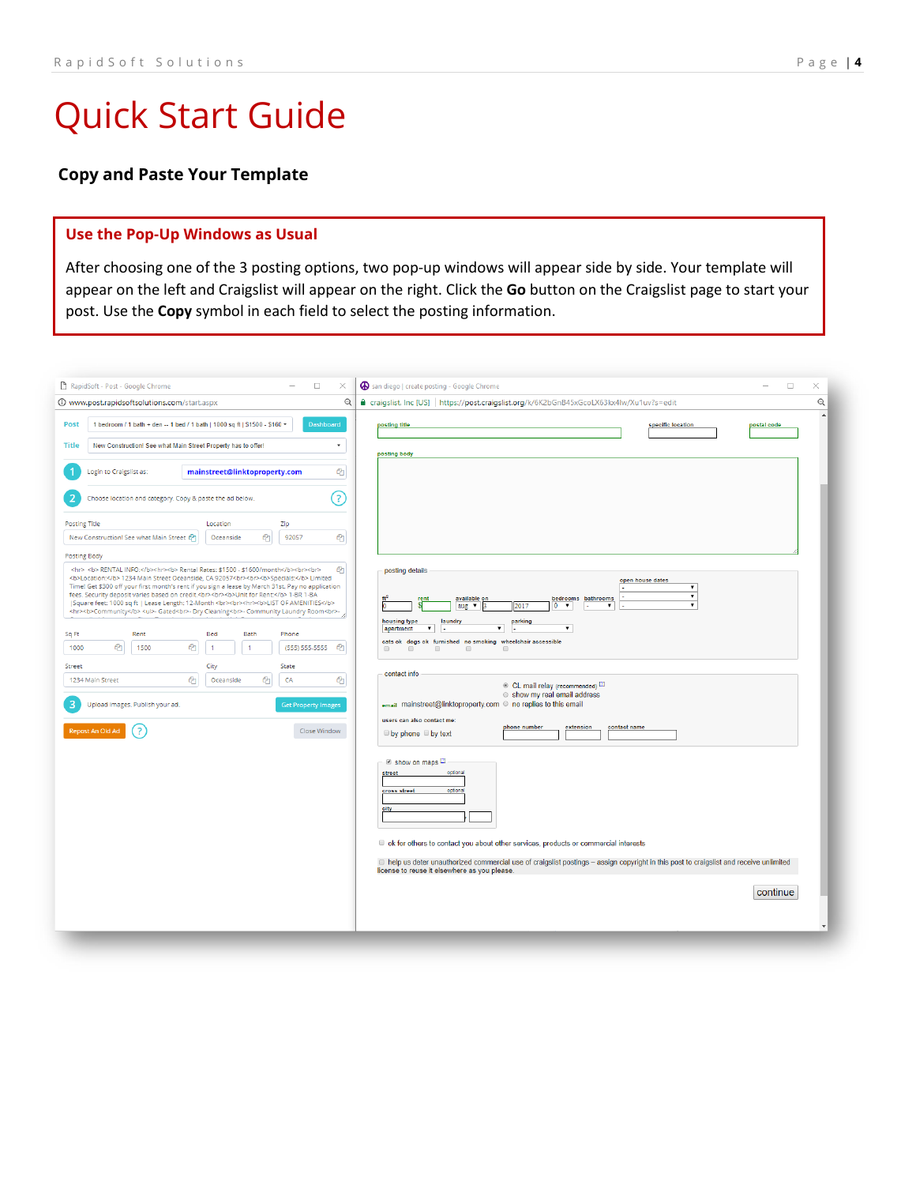# Quick Start Guide

## Copy and Paste Your Template

### Use the Pop-Up Windows as Usual

After choosing one of the 3 posting options, two pop-up windows will appear side by side. Your template will appear on the left and Craigslist will appear on the right. Click the **Go** button on the Craigslist page to start your post. Use the **Copy** symbol in each field to select the posting information.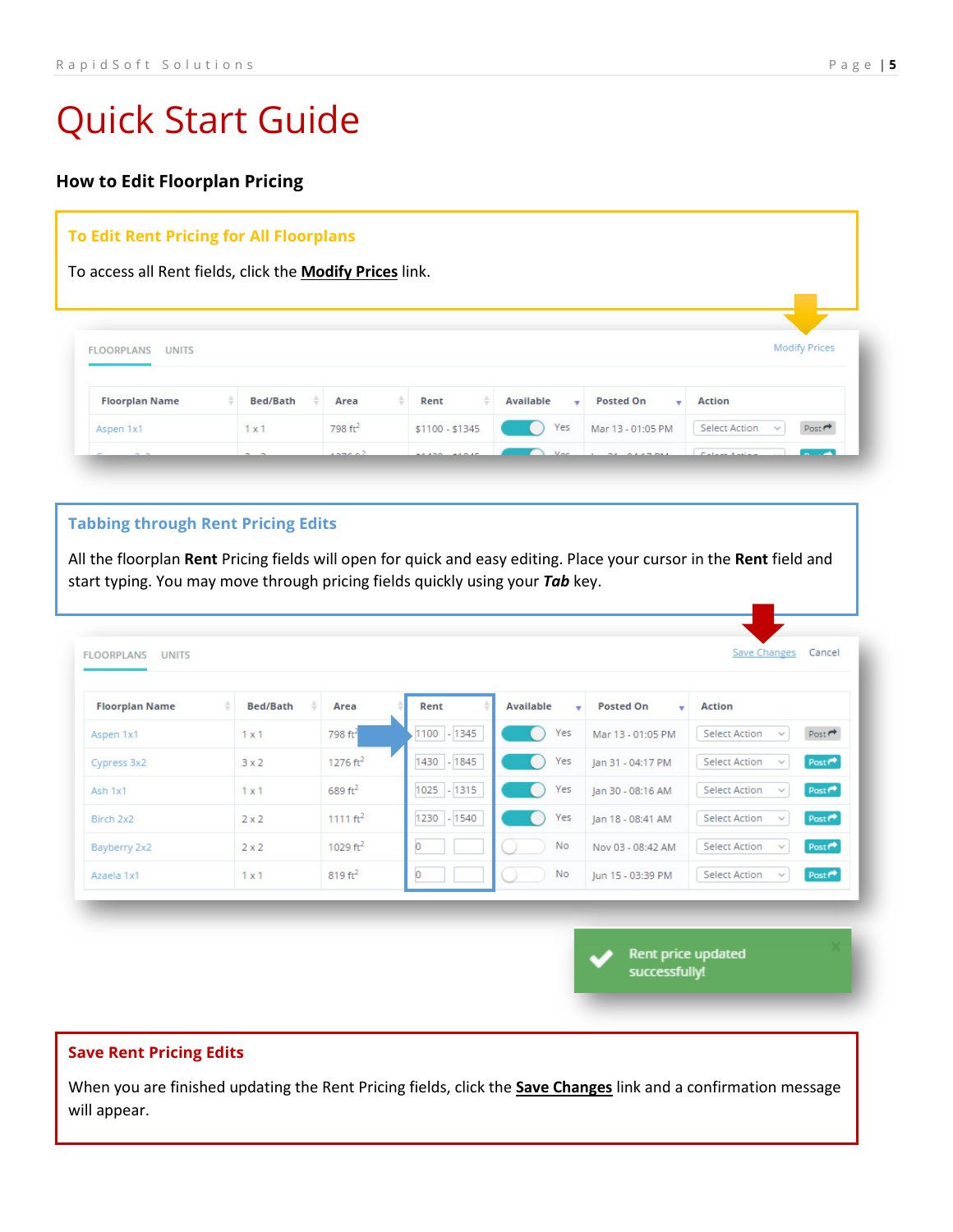# Quick Start Guide

### How to Edit Floorplan Pricing

**To Edit Rent Pricing for All Floorplans**

To access all Rent fields, click the **Modify Prices** link.

**Tabbing through Rent Pricing Edits**

All the floorplan **Rent** Pricing fields will open for quick and easy editing. Place your cursor in the **Rent** field and start typing. You may move through pricing fields quickly using your ***Tab*** key.

**Save Rent Pricing Edits**

When you are finished updating the Rent Pricing fields, click the **Save Changes** link and a confirmation message will appear.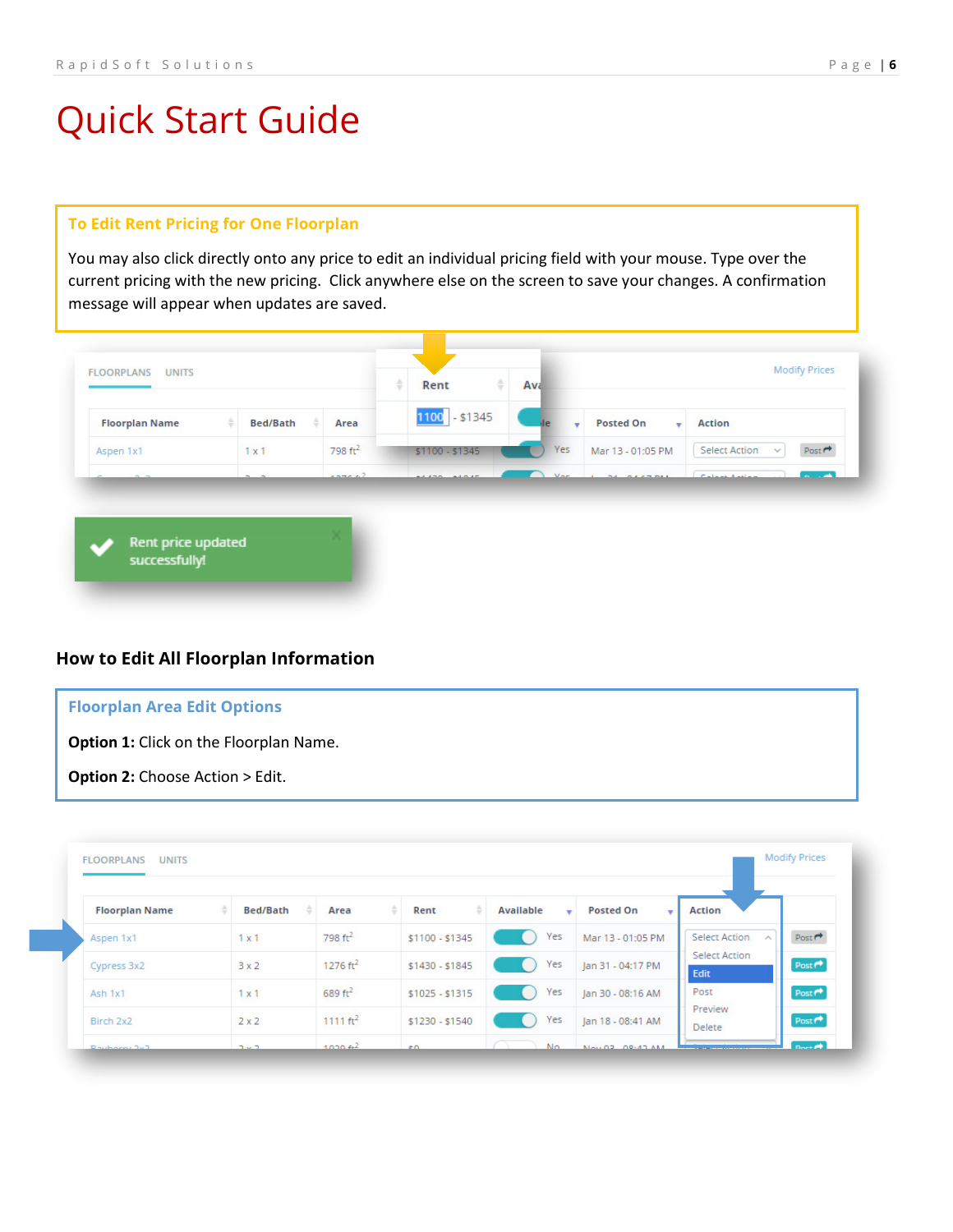# Quick Start Guide

**To Edit Rent Pricing for One Floorplan**

You may also click directly onto any price to edit an individual pricing field with your mouse. Type over the current pricing with the new pricing. Click anywhere else on the screen to save your changes. A confirmation message will appear when updates are saved.

## How to Edit All Floorplan Information

**Floorplan Area Edit Options**

**Option 1:** Click on the Floorplan Name.

**Option 2:** Choose Action > Edit.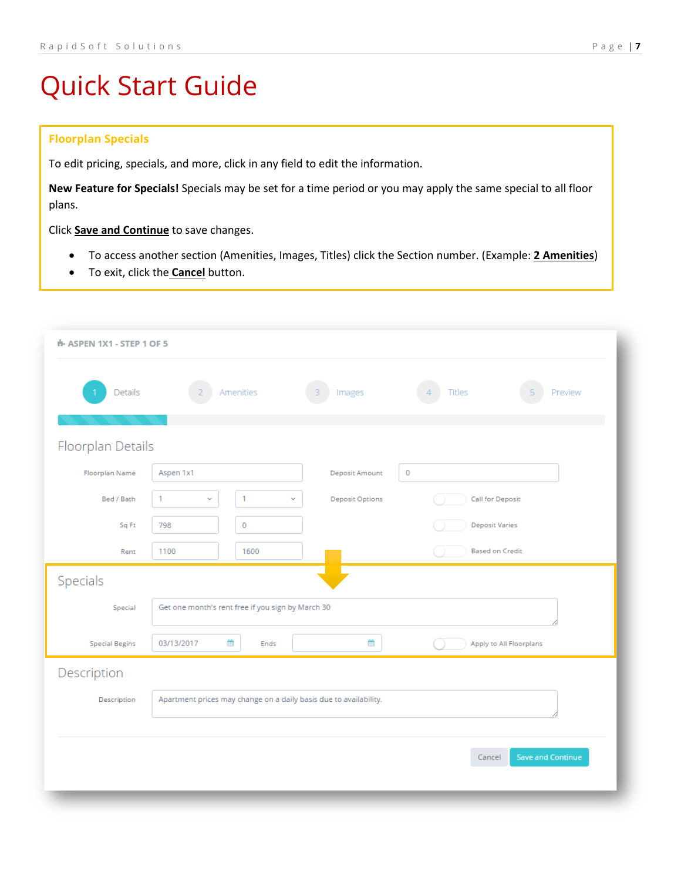# Quick Start Guide

### Floorplan Specials

To edit pricing, specials, and more, click in any field to edit the information.

**New Feature for Specials!** Specials may be set for a time period or you may apply the same special to all floor plans.

Click **Save and Continue** to save changes.

- To access another section (Amenities, Images, Titles) click the Section number. (Example: **2 Amenities**)
- To exit, click the **Cancel** button.

ASPEN 1X1 - STEP 1 OF 5

1 Details 2 Amenities 3 Images 4 Titles 5 Preview

Floorplan Details

| | | | | | |
|---|---|---|---|---|---|
| Floorplan Name | Aspen 1x1 | | Deposit Amount | 0 | |
| Bed / Bath | 1 | 1 | Deposit Options | Call for Deposit | |
| Sq Ft | 798 | 0 | | Deposit Varies | |
| Rent | 1100 | 1600 | | Based on Credit | |

Specials

Special: Get one month's rent free if you sign by March 30

Special Begins: 03/13/2017 Ends: Apply to All Floorplans

Description

Description: Apartment prices may change on a daily basis due to availability.

Cancel Save and Continue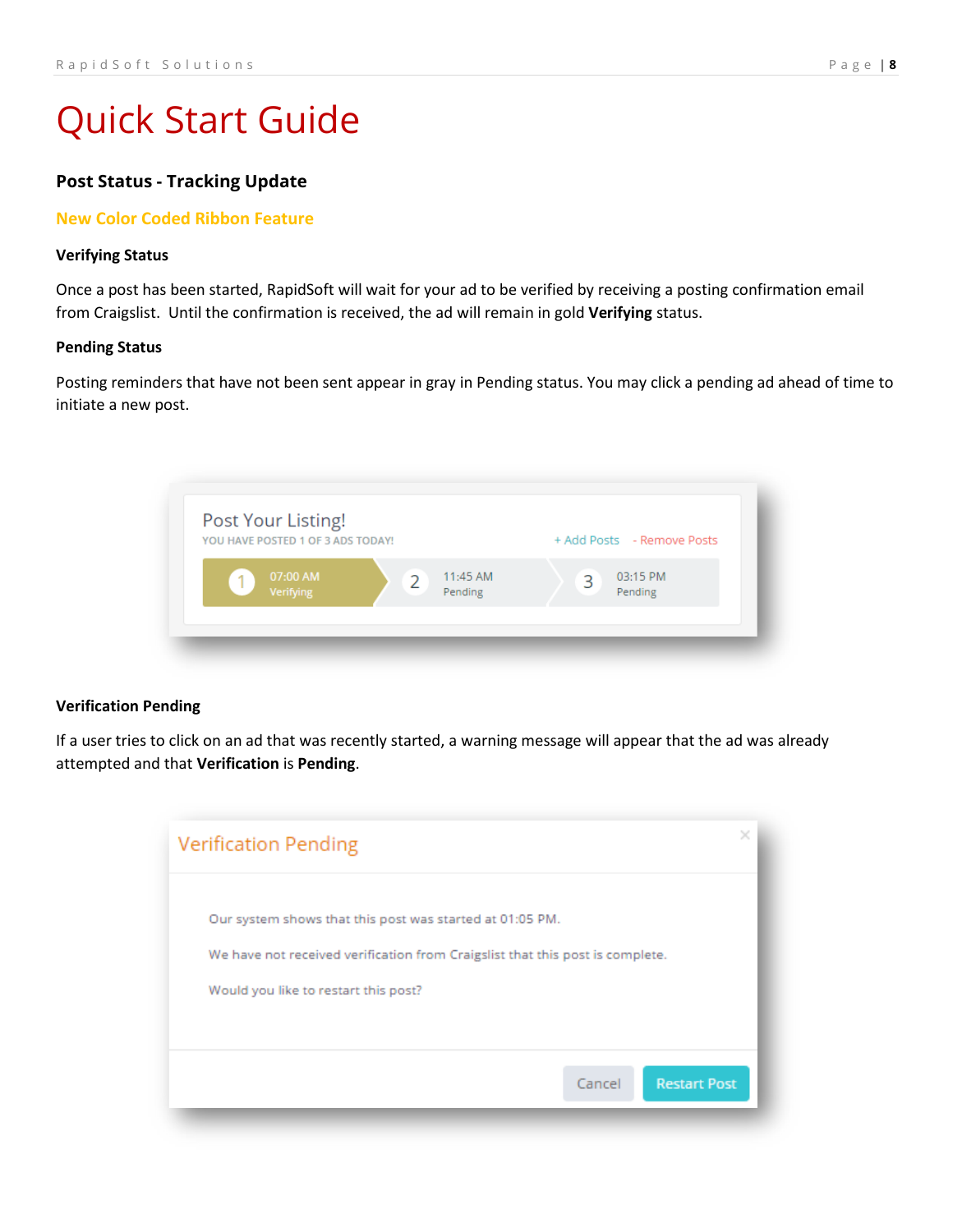# Quick Start Guide

## Post Status - Tracking Update

### New Color Coded Ribbon Feature

**Verifying Status**

Once a post has been started, RapidSoft will wait for your ad to be verified by receiving a posting confirmation email from Craigslist. Until the confirmation is received, the ad will remain in gold **Verifying** status.

**Pending Status**

Posting reminders that have not been sent appear in gray in Pending status. You may click a pending ad ahead of time to initiate a new post.

Post Your Listing!

YOU HAVE POSTED 1 OF 3 ADS TODAY!

+ Add Posts - Remove Posts

| 1 07:00 AM Verifying | 2 11:45 AM Pending | 3 03:15 PM Pending |
|---|---|---|

**Verification Pending**

If a user tries to click on an ad that was recently started, a warning message will appear that the ad was already attempted and that **Verification** is **Pending**.

Verification Pending

Our system shows that this post was started at 01:05 PM.

We have not received verification from Craigslist that this post is complete.

Would you like to restart this post?

Cancel | Restart Post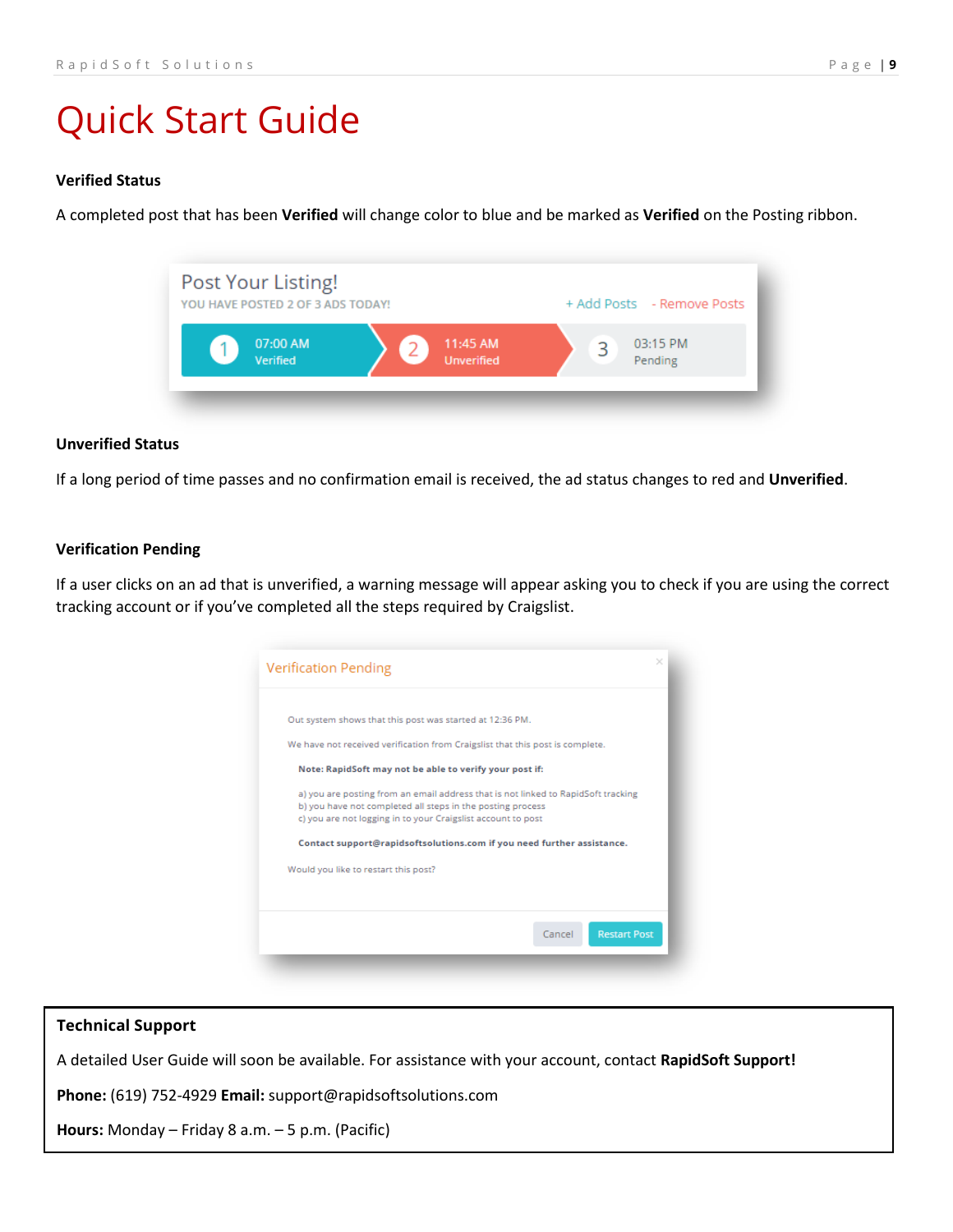# Quick Start Guide

**Verified Status**

A completed post that has been **Verified** will change color to blue and be marked as **Verified** on the Posting ribbon.

Post Your Listing!

YOU HAVE POSTED 2 OF 3 ADS TODAY!

+ Add Posts - Remove Posts

1 07:00 AM Verified

2 11:45 AM Unverified

3 03:15 PM Pending

**Unverified Status**

If a long period of time passes and no confirmation email is received, the ad status changes to red and **Unverified**.

**Verification Pending**

If a user clicks on an ad that is unverified, a warning message will appear asking you to check if you are using the correct tracking account or if you've completed all the steps required by Craigslist.

Verification Pending

Out system shows that this post was started at 12:36 PM.

We have not received verification from Craigslist that this post is complete.

**Note: RapidSoft may not be able to verify your post if:**

a) you are posting from an email address that is not linked to RapidSoft tracking
b) you have not completed all steps in the posting process
c) you are not logging in to your Craigslist account to post

**Contact support@rapidsoftsolutions.com if you need further assistance.**

Would you like to restart this post?

Cancel Restart Post

**Technical Support**

A detailed User Guide will soon be available. For assistance with your account, contact **RapidSoft Support!**

**Phone:** (619) 752-4929 **Email:** support@rapidsoftsolutions.com

**Hours:** Monday – Friday 8 a.m. – 5 p.m. (Pacific)